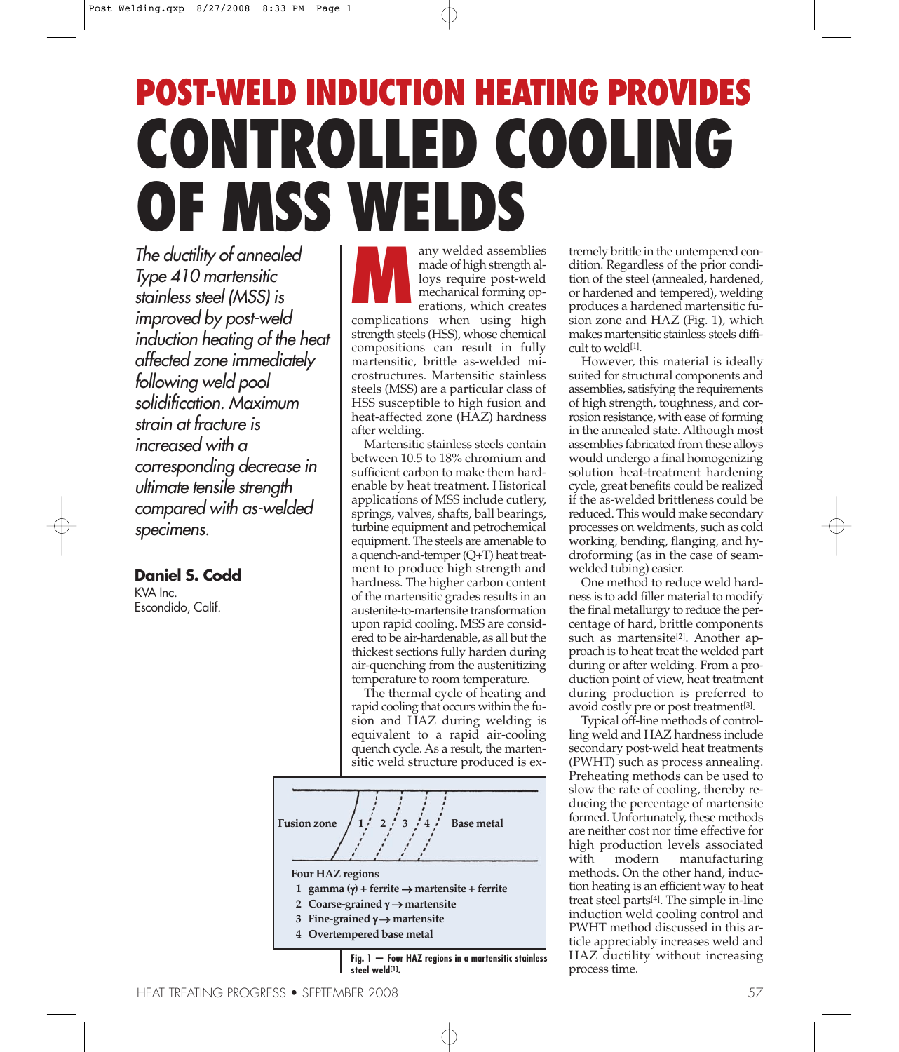# POST-WELD INDUCTION HEATING PROVIDES CONTROLLED COOLING OF MSS WELDS

*The ductility of annealed Type 410 martensitic stainless steel (MSS) is improved by post-weld induction heating of the heat affected zone immediately following weld pool solidification. Maximum strain at fracture is increased with a corresponding decrease in ultimate tensile strength compared with as-welded specimens.*

**Daniel S. Codd**
KVA Inc.
Escondido, Calif.

Many welded assemblies made of high strength alloys require post-weld mechanical forming operations, which creates complications when using high strength steels (HSS), whose chemical compositions can result in fully martensitic, brittle as-welded microstructures. Martensitic stainless steels (MSS) are a particular class of HSS susceptible to high fusion and heat-affected zone (HAZ) hardness after welding.

Martensitic stainless steels contain between 10.5 to 18% chromium and sufficient carbon to make them hardenable by heat treatment. Historical applications of MSS include cutlery, springs, valves, shafts, ball bearings, turbine equipment and petrochemical equipment. The steels are amenable to a quench-and-temper (Q+T) heat treatment to produce high strength and hardness. The higher carbon content of the martensitic grades results in an austenite-to-martensite transformation upon rapid cooling. MSS are considered to be air-hardenable, as all but the thickest sections fully harden during air-quenching from the austenitizing temperature to room temperature.

The thermal cycle of heating and rapid cooling that occurs within the fusion and HAZ during welding is equivalent to a rapid air-cooling quench cycle. As a result, the martensitic weld structure produced is extremely brittle in the untempered condition. Regardless of the prior condition of the steel (annealed, hardened, or hardened and tempered), welding produces a hardened martensitic fusion zone and HAZ (Fig. 1), which makes martensitic stainless steels difficult to weld[1].

Fusion zone | 1 | 2 | 3 | 4 | Base metal

Four HAZ regions
1 gamma (γ) + ferrite → martensite + ferrite
2 Coarse-grained γ → martensite
3 Fine-grained γ → martensite
4 Overtempered base metal

**Fig. 1 — Four HAZ regions in a martensitic stainless steel weld[1].**

However, this material is ideally suited for structural components and assemblies, satisfying the requirements of high strength, toughness, and corrosion resistance, with ease of forming in the annealed state. Although most assemblies fabricated from these alloys would undergo a final homogenizing solution heat-treatment hardening cycle, great benefits could be realized if the as-welded brittleness could be reduced. This would make secondary processes on weldments, such as cold working, bending, flanging, and hydroforming (as in the case of seam-welded tubing) easier.

One method to reduce weld hardness is to add filler material to modify the final metallurgy to reduce the percentage of hard, brittle components such as martensite[2]. Another approach is to heat treat the welded part during or after welding. From a production point of view, heat treatment during production is preferred to avoid costly pre or post treatment[3].

Typical off-line methods of controlling weld and HAZ hardness include secondary post-weld heat treatments (PWHT) such as process annealing. Preheating methods can be used to slow the rate of cooling, thereby reducing the percentage of martensite formed. Unfortunately, these methods are neither cost nor time effective for high production levels associated with modern manufacturing methods. On the other hand, induction heating is an efficient way to heat treat steel parts[4]. The simple in-line induction weld cooling control and PWHT method discussed in this article appreciably increases weld and HAZ ductility without increasing process time.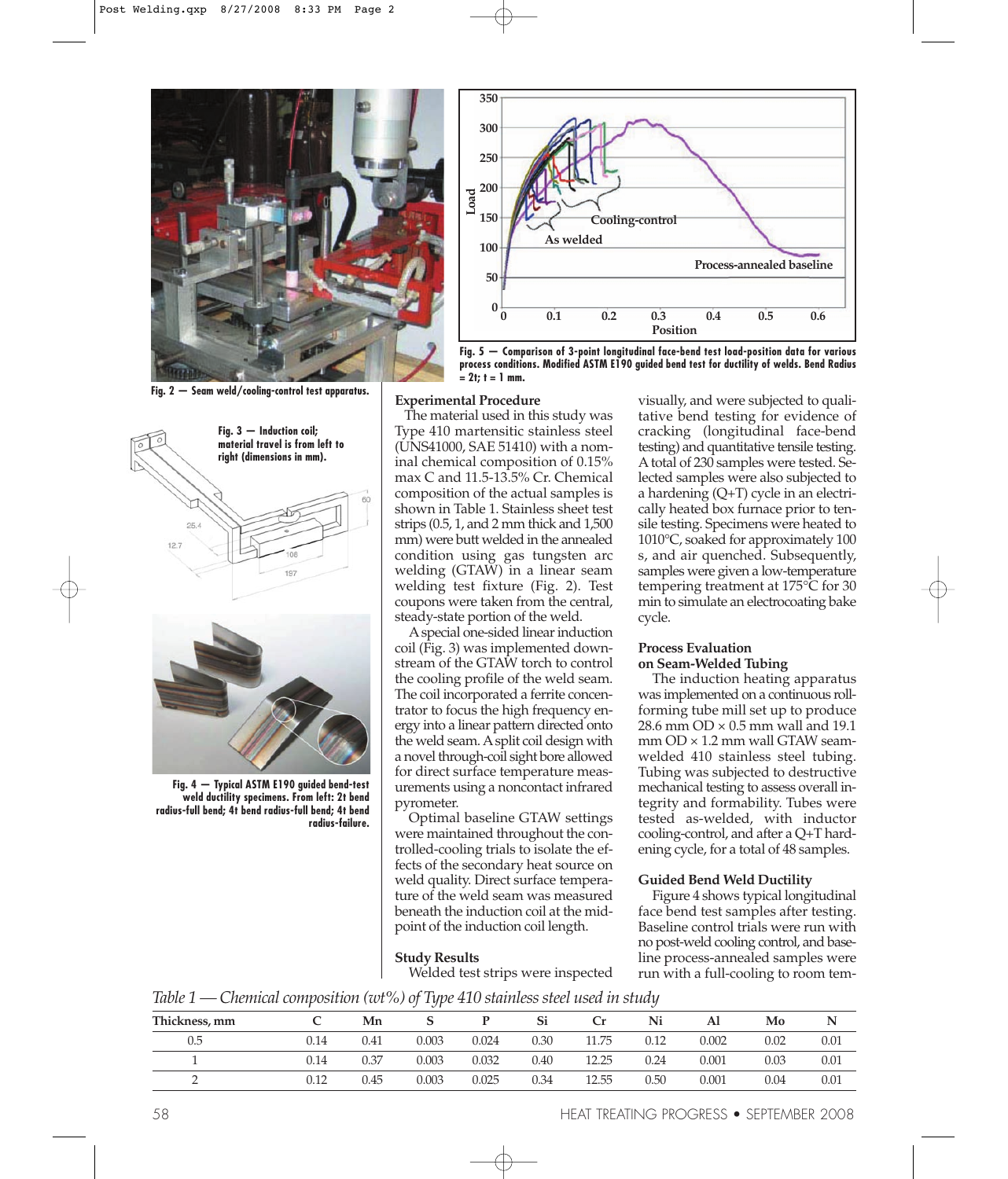Fig. 2 — Seam weld/cooling-control test apparatus.

Fig. 5 — Comparison of 3-point longitudinal face-bend test load-position data for various process conditions. Modified ASTM E190 guided bend test for ductility of welds. Bend Radius = 2t; t = 1 mm.

Fig. 3 — Induction coil; material travel is from left to right (dimensions in mm).

Fig. 4 — Typical ASTM E190 guided bend-test weld ductility specimens. From left: 2t bend radius-full bend; 4t bend radius-full bend; 4t bend radius-failure.

### Experimental Procedure

The material used in this study was Type 410 martensitic stainless steel (UNS41000, SAE 51410) with a nominal chemical composition of 0.15% max C and 11.5-13.5% Cr. Chemical composition of the actual samples is shown in Table 1. Stainless sheet test strips (0.5, 1, and 2 mm thick and 1,500 mm) were butt welded in the annealed condition using gas tungsten arc welding (GTAW) in a linear seam welding test fixture (Fig. 2). Test coupons were taken from the central, steady-state portion of the weld.

A special one-sided linear induction coil (Fig. 3) was implemented downstream of the GTAW torch to control the cooling profile of the weld seam. The coil incorporated a ferrite concentrator to focus the high frequency energy into a linear pattern directed onto the weld seam. A split coil design with a novel through-coil sight bore allowed for direct surface temperature measurements using a noncontact infrared pyrometer.

Optimal baseline GTAW settings were maintained throughout the controlled-cooling trials to isolate the effects of the secondary heat source on weld quality. Direct surface temperature of the weld seam was measured beneath the induction coil at the midpoint of the induction coil length.

### Study Results

Welded test strips were inspected visually, and were subjected to qualitative bend testing for evidence of cracking (longitudinal face-bend testing) and quantitative tensile testing. A total of 230 samples were tested. Selected samples were also subjected to a hardening (Q+T) cycle in an electrically heated box furnace prior to tensile testing. Specimens were heated to 1010°C, soaked for approximately 100 s, and air quenched. Subsequently, samples were given a low-temperature tempering treatment at 175°C for 30 min to simulate an electrocoating bake cycle.

### Process Evaluation on Seam-Welded Tubing

The induction heating apparatus was implemented on a continuous roll-forming tube mill set up to produce 28.6 mm OD × 0.5 mm wall and 19.1 mm OD × 1.2 mm wall GTAW seam-welded 410 stainless steel tubing. Tubing was subjected to destructive mechanical testing to assess overall integrity and formability. Tubes were tested as-welded, with inductor cooling-control, and after a Q+T hardening cycle, for a total of 48 samples.

### Guided Bend Weld Ductility

Figure 4 shows typical longitudinal face bend test samples after testing. Baseline control trials were run with no post-weld cooling control, and baseline process-annealed samples were run with a full-cooling to room tem-

*Table 1 — Chemical composition (wt%) of Type 410 stainless steel used in study*

| Thickness, mm | C | Mn | S | P | Si | Cr | Ni | Al | Mo | N |
|---|---|---|---|---|---|---|---|---|---|---|
| 0.5 | 0.14 | 0.41 | 0.003 | 0.024 | 0.30 | 11.75 | 0.12 | 0.002 | 0.02 | 0.01 |
| 1 | 0.14 | 0.37 | 0.003 | 0.032 | 0.40 | 12.25 | 0.24 | 0.001 | 0.03 | 0.01 |
| 2 | 0.12 | 0.45 | 0.003 | 0.025 | 0.34 | 12.55 | 0.50 | 0.001 | 0.04 | 0.01 |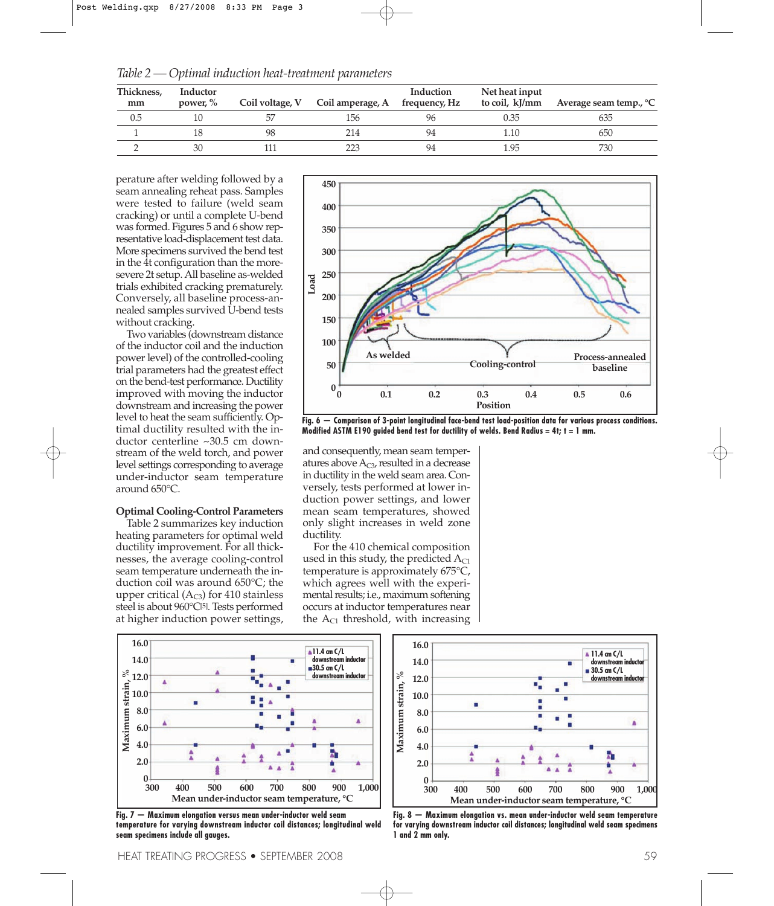*Table 2 — Optimal induction heat-treatment parameters*

| Thickness, mm | Inductor power, % | Coil voltage, V | Coil amperage, A | Induction frequency, Hz | Net heat input to coil, kJ/mm | Average seam temp., °C |
|---|---|---|---|---|---|---|
| 0.5 | 10 | 57 | 156 | 96 | 0.35 | 635 |
| 1 | 18 | 98 | 214 | 94 | 1.10 | 650 |
| 2 | 30 | 111 | 223 | 94 | 1.95 | 730 |

perature after welding followed by a seam annealing reheat pass. Samples were tested to failure (weld seam cracking) or until a complete U-bend was formed. Figures 5 and 6 show representative load-displacement test data. More specimens survived the bend test in the 4t configuration than the more-severe 2t setup. All baseline as-welded trials exhibited cracking prematurely. Conversely, all baseline process-annealed samples survived U-bend tests without cracking.

Two variables (downstream distance of the inductor coil and the induction power level) of the controlled-cooling trial parameters had the greatest effect on the bend-test performance. Ductility improved with moving the inductor downstream and increasing the power level to heat the seam sufficiently. Optimal ductility resulted with the inductor centerline ~30.5 cm downstream of the weld torch, and power level settings corresponding to average under-inductor seam temperature around 650°C.

**Optimal Cooling-Control Parameters**

Table 2 summarizes key induction heating parameters for optimal weld ductility improvement. For all thicknesses, the average cooling-control seam temperature underneath the induction coil was around 650°C; the upper critical ($A_{C3}$) for 410 stainless steel is about 960°C[5]. Tests performed at higher induction power settings, and consequently, mean seam temperatures above $A_{C3}$, resulted in a decrease in ductility in the weld seam area. Conversely, tests performed at lower induction power settings, and lower mean seam temperatures, showed only slight increases in weld zone ductility.

For the 410 chemical composition used in this study, the predicted $A_{C1}$ temperature is approximately 675°C, which agrees well with the experimental results; i.e., maximum softening occurs at inductor temperatures near the $A_{C1}$ threshold, with increasing

Fig. 6 — Comparison of 3-point longitudinal face-bend test load-position data for various process conditions. Modified ASTM E190 guided bend test for ductility of welds. Bend Radius = 4t; t = 1 mm.

Fig. 7 — Maximum elongation versus mean under-inductor weld seam temperature for varying downstream inductor coil distances; longitudinal weld seam specimens include all gauges.

Fig. 8 — Maximum elongation vs. mean under-inductor weld seam temperature for varying downstream inductor coil distances; longitudinal weld seam specimens 1 and 2 mm only.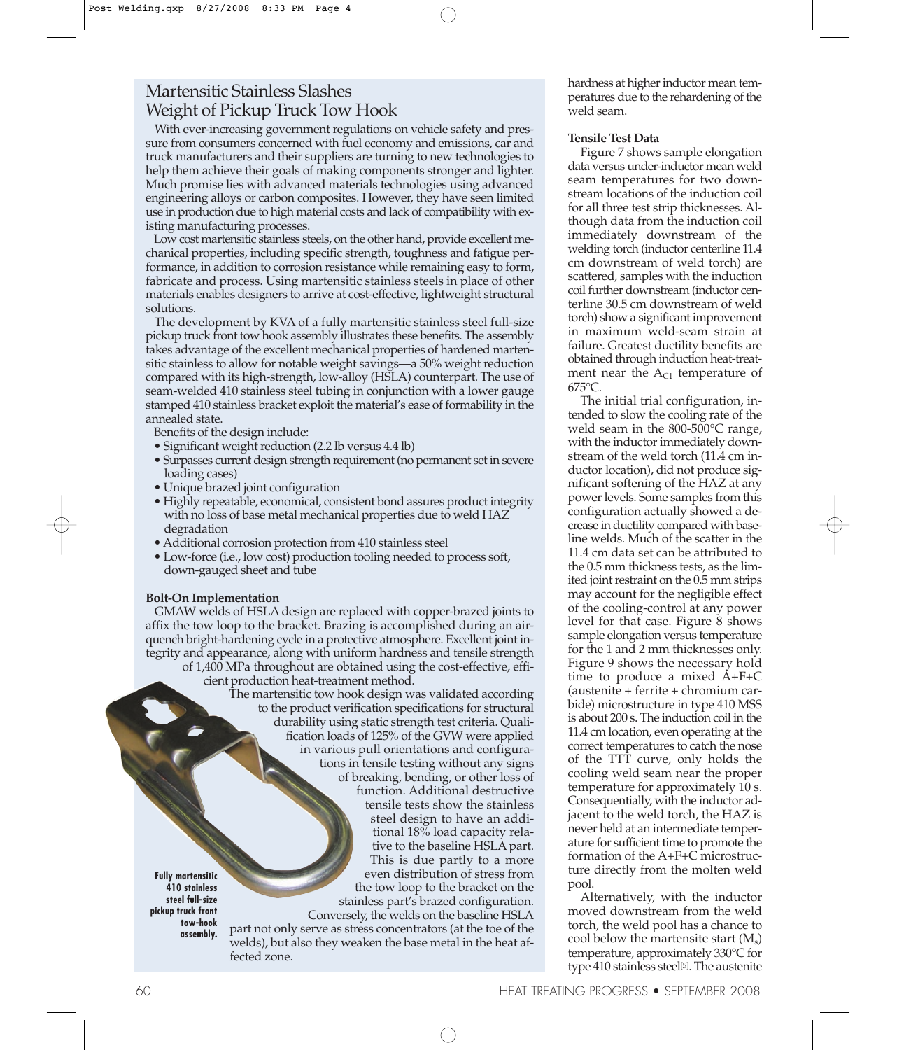## Martensitic Stainless Slashes Weight of Pickup Truck Tow Hook

With ever-increasing government regulations on vehicle safety and pressure from consumers concerned with fuel economy and emissions, car and truck manufacturers and their suppliers are turning to new technologies to help them achieve their goals of making components stronger and lighter. Much promise lies with advanced materials technologies using advanced engineering alloys or carbon composites. However, they have seen limited use in production due to high material costs and lack of compatibility with existing manufacturing processes.

Low cost martensitic stainless steels, on the other hand, provide excellent mechanical properties, including specific strength, toughness and fatigue performance, in addition to corrosion resistance while remaining easy to form, fabricate and process. Using martensitic stainless steels in place of other materials enables designers to arrive at cost-effective, lightweight structural solutions.

The development by KVA of a fully martensitic stainless steel full-size pickup truck front tow hook assembly illustrates these benefits. The assembly takes advantage of the excellent mechanical properties of hardened martensitic stainless to allow for notable weight savings—a 50% weight reduction compared with its high-strength, low-alloy (HSLA) counterpart. The use of seam-welded 410 stainless steel tubing in conjunction with a lower gauge stamped 410 stainless bracket exploit the material's ease of formability in the annealed state.

Benefits of the design include:

- Significant weight reduction (2.2 lb versus 4.4 lb)
- Surpasses current design strength requirement (no permanent set in severe loading cases)
- Unique brazed joint configuration
- Highly repeatable, economical, consistent bond assures product integrity with no loss of base metal mechanical properties due to weld HAZ degradation
- Additional corrosion protection from 410 stainless steel
- Low-force (i.e., low cost) production tooling needed to process soft, down-gauged sheet and tube

**Bolt-On Implementation**

GMAW welds of HSLA design are replaced with copper-brazed joints to affix the tow loop to the bracket. Brazing is accomplished during an air-quench bright-hardening cycle in a protective atmosphere. Excellent joint integrity and appearance, along with uniform hardness and tensile strength of 1,400 MPa throughout are obtained using the cost-effective, efficient production heat-treatment method.

The martensitic tow hook design was validated according to the product verification specifications for structural durability using static strength test criteria. Qualification loads of 125% of the GVW were applied in various pull orientations and configurations in tensile testing without any signs of breaking, bending, or other loss of function. Additional destructive tensile tests show the stainless steel design to have an additional 18% load capacity relative to the baseline HSLA part. This is due partly to a more even distribution of stress from the tow loop to the bracket on the stainless part's brazed configuration. Conversely, the welds on the baseline HSLA part not only serve as stress concentrators (at the toe of the welds), but also they weaken the base metal in the heat affected zone.

**Fully martensitic 410 stainless steel full-size pickup truck front tow-hook assembly.**

hardness at higher inductor mean temperatures due to the rehardening of the weld seam.

**Tensile Test Data**

Figure 7 shows sample elongation data versus under-inductor mean weld seam temperatures for two downstream locations of the induction coil for all three test strip thicknesses. Although data from the induction coil immediately downstream of the welding torch (inductor centerline 11.4 cm downstream of weld torch) are scattered, samples with the induction coil further downstream (inductor centerline 30.5 cm downstream of weld torch) show a significant improvement in maximum weld-seam strain at failure. Greatest ductility benefits are obtained through induction heat-treatment near the $A_{C1}$ temperature of 675°C.

The initial trial configuration, intended to slow the cooling rate of the weld seam in the 800-500°C range, with the inductor immediately downstream of the weld torch (11.4 cm inductor location), did not produce significant softening of the HAZ at any power levels. Some samples from this configuration actually showed a decrease in ductility compared with baseline welds. Much of the scatter in the 11.4 cm data set can be attributed to the 0.5 mm thickness tests, as the limited joint restraint on the 0.5 mm strips may account for the negligible effect of the cooling-control at any power level for that case. Figure 8 shows sample elongation versus temperature for the 1 and 2 mm thicknesses only. Figure 9 shows the necessary hold time to produce a mixed A+F+C (austenite + ferrite + chromium carbide) microstructure in type 410 MSS is about 200 s. The induction coil in the 11.4 cm location, even operating at the correct temperatures to catch the nose of the TTT curve, only holds the cooling weld seam near the proper temperature for approximately 10 s. Consequentially, with the inductor adjacent to the weld torch, the HAZ is never held at an intermediate temperature for sufficient time to promote the formation of the A+F+C microstructure directly from the molten weld pool.

Alternatively, with the inductor moved downstream from the weld torch, the weld pool has a chance to cool below the martensite start ($M_s$) temperature, approximately 330°C for type 410 stainless steel[5]. The austenite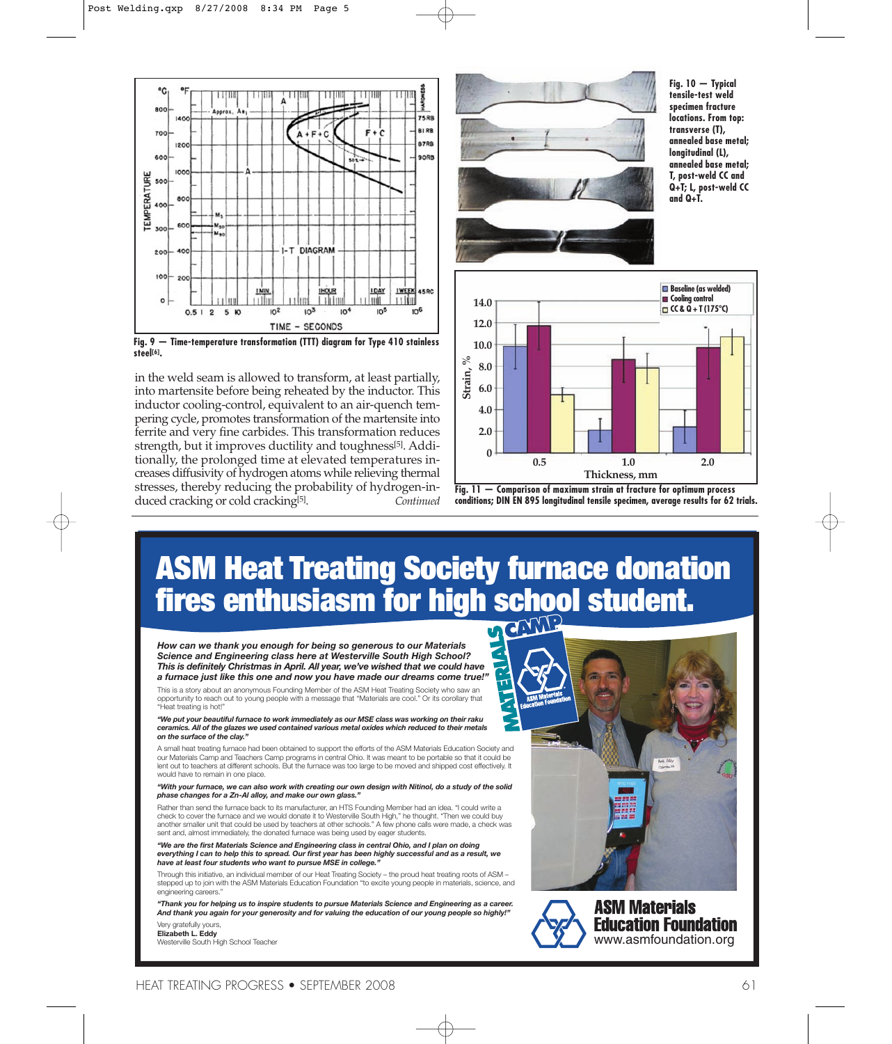Fig. 9 — Time-temperature transformation (TTT) diagram for Type 410 stainless steel[6].

in the weld seam is allowed to transform, at least partially, into martensite before being reheated by the inductor. This inductor cooling-control, equivalent to an air-quench tempering cycle, promotes transformation of the martensite into ferrite and very fine carbides. This transformation reduces strength, but it improves ductility and toughness[5]. Additionally, the prolonged time at elevated temperatures increases diffusivity of hydrogen atoms while relieving thermal stresses, thereby reducing the probability of hydrogen-induced cracking or cold cracking[5].

*Continued*

Fig. 10 — Typical tensile-test weld specimen fracture locations. From top: transverse (T), annealed base metal; longitudinal (L), annealed base metal; T, post-weld CC and Q+T; L, post-weld CC and Q+T.

Fig. 11 — Comparison of maximum strain at fracture for optimum process conditions; DIN EN 895 longitudinal tensile specimen, average results for 62 trials.

# ASM Heat Treating Society furnace donation fires enthusiasm for high school student.

***"How can we thank you enough for being so generous to our Materials Science and Engineering class here at Westerville South High School? This is definitely Christmas in April. All year, we've wished that we could have a furnace just like this one and now you have made our dreams come true!"***

This is a story about an anonymous Founding Member of the ASM Heat Treating Society who saw an opportunity to reach out to young people with a message that "Materials are cool." Or its corollary that "Heat treating is hot!"

***"We put your beautiful furnace to work immediately as our MSE class was working on their raku ceramics. All of the glazes we used contained various metal oxides which reduced to their metals on the surface of the clay."***

A small heat treating furnace had been obtained to support the efforts of the ASM Materials Education Society and our Materials Camp and Teachers Camp programs in central Ohio. It was meant to be portable so that it could be lent out to teachers at different schools. But the furnace was too large to be moved and shipped cost effectively. It would have to remain in one place.

***"With your furnace, we can also work with creating our own design with Nitinol, do a study of the solid phase changes for a Zn-Al alloy, and make our own glass."***

Rather than send the furnace back to its manufacturer, an HTS Founding Member had an idea. "I could write a check to cover the furnace and we would donate it to Westerville South High," he thought. "Then we could buy another smaller unit that could be used by teachers at other schools." A few phone calls were made, a check was sent and, almost immediately, the donated furnace was being used by eager students.

***"We are the first Materials Science and Engineering class in central Ohio, and I plan on doing everything I can to help this to spread. Our first year has been highly successful and as a result, we have at least four students who want to pursue MSE in college."***

Through this initiative, an individual member of our Heat Treating Society – the proud heat treating roots of ASM – stepped up to join with the ASM Materials Education Foundation "to excite young people in materials, science, and engineering careers."

***"Thank you for helping us to inspire students to pursue Materials Science and Engineering as a career. And thank you again for your generosity and for valuing the education of our young people so highly!"***

Very gratefully yours,
**Elizabeth L. Eddy**
Westerville South High School Teacher

**ASM Materials Education Foundation**
www.asmfoundation.org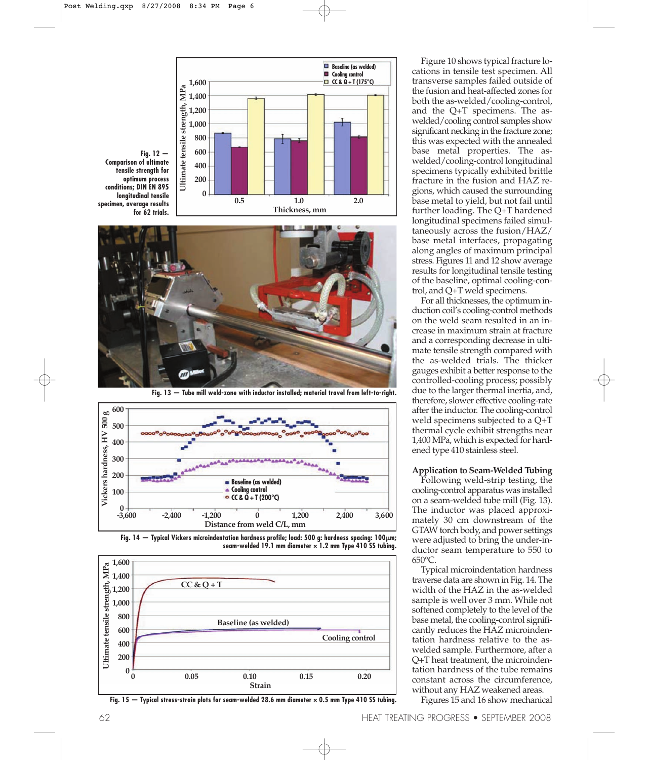Fig. 12 — Comparison of ultimate tensile strength for optimum process conditions; DIN EN 895 longitudinal tensile specimen, average results for 62 trials.

Fig. 13 — Tube mill weld-zone with inductor installed; material travel from left-to-right.

Fig. 14 — Typical Vickers microindentation hardness profile; load: 500 g: hardness spacing: 100μm; seam-welded 19.1 mm diameter × 1.2 mm Type 410 SS tubing.

Fig. 15 — Typical stress-strain plots for seam-welded 28.6 mm diameter × 0.5 mm Type 410 SS tubing.

Figure 10 shows typical fracture locations in tensile test specimen. All transverse samples failed outside of the fusion and heat-affected zones for both the as-welded/cooling-control, and the Q+T specimens. The as-welded/cooling control samples show significant necking in the fracture zone; this was expected with the annealed base metal properties. The as-welded/cooling-control longitudinal specimens typically exhibited brittle fracture in the fusion and HAZ regions, which caused the surrounding base metal to yield, but not fail until further loading. The Q+T hardened longitudinal specimens failed simultaneously across the fusion/HAZ/base metal interfaces, propagating along angles of maximum principal stress. Figures 11 and 12 show average results for longitudinal tensile testing of the baseline, optimal cooling-control, and Q+T weld specimens.

For all thicknesses, the optimum induction coil's cooling-control methods on the weld seam resulted in an increase in maximum strain at fracture and a corresponding decrease in ultimate tensile strength compared with the as-welded trials. The thicker gauges exhibit a better response to the controlled-cooling process; possibly due to the larger thermal inertia, and, therefore, slower effective cooling-rate after the inductor. The cooling-control weld specimens subjected to a Q+T thermal cycle exhibit strengths near 1,400 MPa, which is expected for hardened type 410 stainless steel.

## Application to Seam-Welded Tubing

Following weld-strip testing, the cooling-control apparatus was installed on a seam-welded tube mill (Fig. 13). The inductor was placed approximately 30 cm downstream of the GTAW torch body, and power settings were adjusted to bring the under-inductor seam temperature to 550 to 650°C.

Typical microindentation hardness traverse data are shown in Fig. 14. The width of the HAZ in the as-welded sample is well over 3 mm. While not softened completely to the level of the base metal, the cooling-control significantly reduces the HAZ microindentation hardness relative to the as-welded sample. Furthermore, after a Q+T heat treatment, the microindentation hardness of the tube remains constant across the circumference, without any HAZ weakened areas.

Figures 15 and 16 show mechanical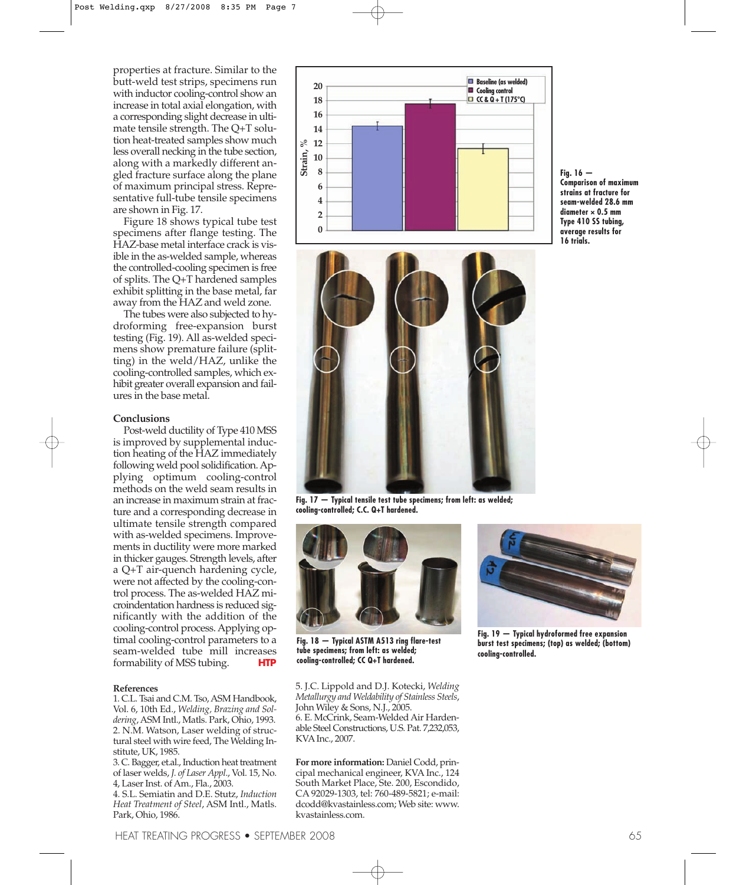properties at fracture. Similar to the butt-weld test strips, specimens run with inductor cooling-control show an increase in total axial elongation, with a corresponding slight decrease in ultimate tensile strength. The Q+T solution heat-treated samples show much less overall necking in the tube section, along with a markedly different angled fracture surface along the plane of maximum principal stress. Representative full-tube tensile specimens are shown in Fig. 17.

Figure 18 shows typical tube test specimens after flange testing. The HAZ-base metal interface crack is visible in the as-welded sample, whereas the controlled-cooling specimen is free of splits. The Q+T hardened samples exhibit splitting in the base metal, far away from the HAZ and weld zone.

The tubes were also subjected to hydroforming free-expansion burst testing (Fig. 19). All as-welded specimens show premature failure (splitting) in the weld/HAZ, unlike the cooling-controlled samples, which exhibit greater overall expansion and failures in the base metal.

## Conclusions

Post-weld ductility of Type 410 MSS is improved by supplemental induction heating of the HAZ immediately following weld pool solidification. Applying optimum cooling-control methods on the weld seam results in an increase in maximum strain at fracture and a corresponding decrease in ultimate tensile strength compared with as-welded specimens. Improvements in ductility were more marked in thicker gauges. Strength levels, after a Q+T air-quench hardening cycle, were not affected by the cooling-control process. The as-welded HAZ microindentation hardness is reduced significantly with the addition of the cooling-control process. Applying optimal cooling-control parameters to a seam-welded tube mill increases formability of MSS tubing. **HTP**

Strain, %
20
18
16
14
12
10
8
6
4
2
0
Baseline (as welded)
Cooling control
CC & Q + T (175°C)

Fig. 16 — Comparison of maximum strains at fracture for seam-welded 28.6 mm diameter × 0.5 mm Type 410 SS tubing, average results for 16 trials.

Fig. 17 — Typical tensile test tube specimens; from left: as welded; cooling-controlled; C.C. Q+T hardened.

Fig. 18 — Typical ASTM A513 ring flare-test tube specimens; from left: as welded; cooling-controlled; CC Q+T hardened.

Fig. 19 — Typical hydroformed free expansion burst test specimens; (top) as welded; (bottom) cooling-controlled.

### References

1. C.L. Tsai and C.M. Tso, ASM Handbook, Vol. 6, 10th Ed., *Welding, Brazing and Soldering*, ASM Intl., Matls. Park, Ohio, 1993.
2. N.M. Watson, Laser welding of structural steel with wire feed, The Welding Institute, UK, 1985.
3. C. Bagger, et.al., Induction heat treatment of laser welds, *J. of Laser Appl.*, Vol. 15, No. 4, Laser Inst. of Am., Fla., 2003.
4. S.L. Semiatin and D.E. Stutz, *Induction Heat Treatment of Steel*, ASM Intl., Matls. Park, Ohio, 1986.
5. J.C. Lippold and D.J. Kotecki, *Welding Metallurgy and Weldability of Stainless Steels*, John Wiley & Sons, N.J., 2005.
6. E. McCrink, Seam-Welded Air Hardenable Steel Constructions, U.S. Pat. 7,232,053, KVA Inc., 2007.

**For more information:** Daniel Codd, principal mechanical engineer, KVA Inc., 124 South Market Place, Ste. 200, Escondido, CA 92029-1303, tel: 760-489-5821; e-mail: dcodd@kvastainless.com; Web site: www.kvastainless.com.